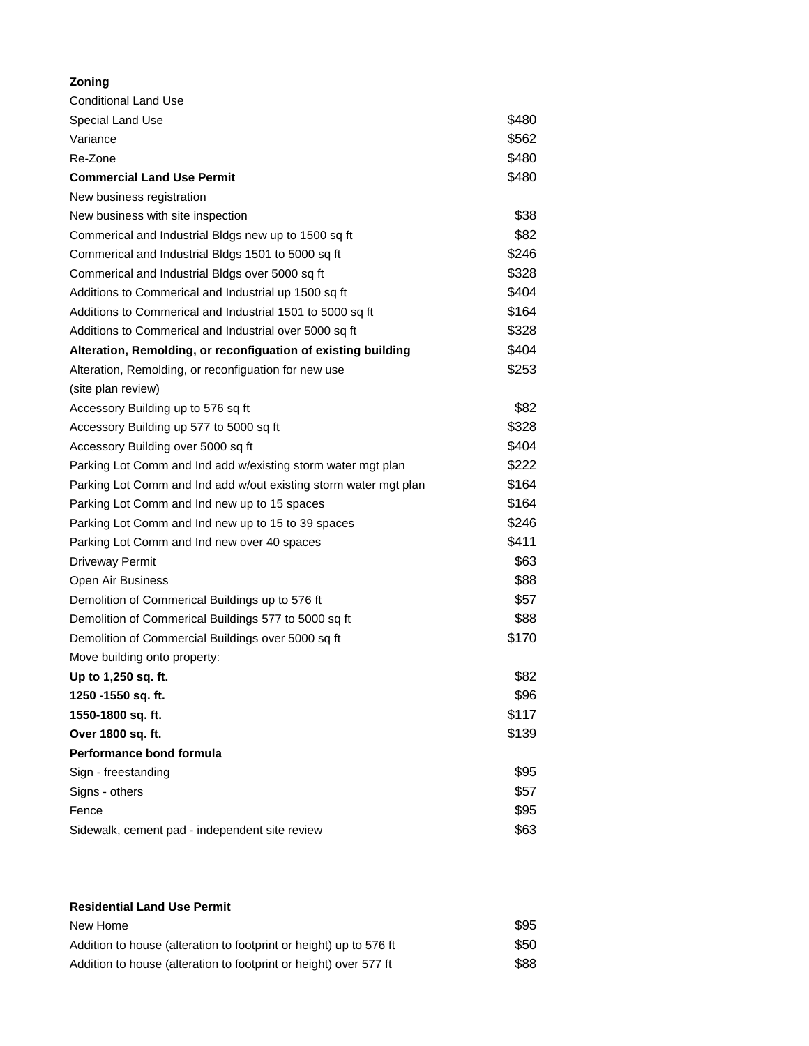**Zoning**

| | |
|---|---|
| Conditional Land Use | |
| Special Land Use | $480 |
| Variance | $562 |
| Re-Zone | $480 |
| **Commercial Land Use Permit** | $480 |
| New business registration | |
| New business with site inspection | $38 |
| Commerical and Industrial Bldgs new up to 1500 sq ft | $82 |
| Commerical and Industrial Bldgs 1501 to 5000 sq ft | $246 |
| Commerical and Industrial Bldgs over 5000 sq ft | $328 |
| Additions to Commerical and Industrial up 1500 sq ft | $404 |
| Additions to Commerical and Industrial 1501 to 5000 sq ft | $164 |
| Additions to Commerical and Industrial over 5000 sq ft | $328 |
| **Alteration, Remolding, or reconfiguation of existing building** | $404 |
| Alteration, Remolding, or reconfiguation for new use | $253 |
| (site plan review) | |
| Accessory Building up to 576 sq ft | $82 |
| Accessory Building up 577 to 5000 sq ft | $328 |
| Accessory Building over 5000 sq ft | $404 |
| Parking Lot Comm and Ind add w/existing storm water mgt plan | $222 |
| Parking Lot Comm and Ind add w/out existing storm water mgt plan | $164 |
| Parking Lot Comm and Ind new up to 15 spaces | $164 |
| Parking Lot Comm and Ind new up to 15 to 39 spaces | $246 |
| Parking Lot Comm and Ind new over 40 spaces | $411 |
| Driveway Permit | $63 |
| Open Air Business | $88 |
| Demolition of Commerical Buildings up to 576 ft | $57 |
| Demolition of Commerical Buildings 577 to 5000 sq ft | $88 |
| Demolition of Commercial Buildings over 5000 sq ft | $170 |
| Move building onto property: | |
| **Up to 1,250 sq. ft.** | $82 |
| **1250 -1550 sq. ft.** | $96 |
| **1550-1800 sq. ft.** | $117 |
| **Over 1800 sq. ft.** | $139 |
| **Performance bond formula** | |
| Sign - freestanding | $95 |
| Signs - others | $57 |
| Fence | $95 |
| Sidewalk, cement pad - independent site review | $63 |

**Residential Land Use Permit**

| | |
|---|---|
| New Home | $95 |
| Addition to house (alteration to footprint or height) up to 576 ft | $50 |
| Addition to house (alteration to footprint or height) over 577 ft | $88 |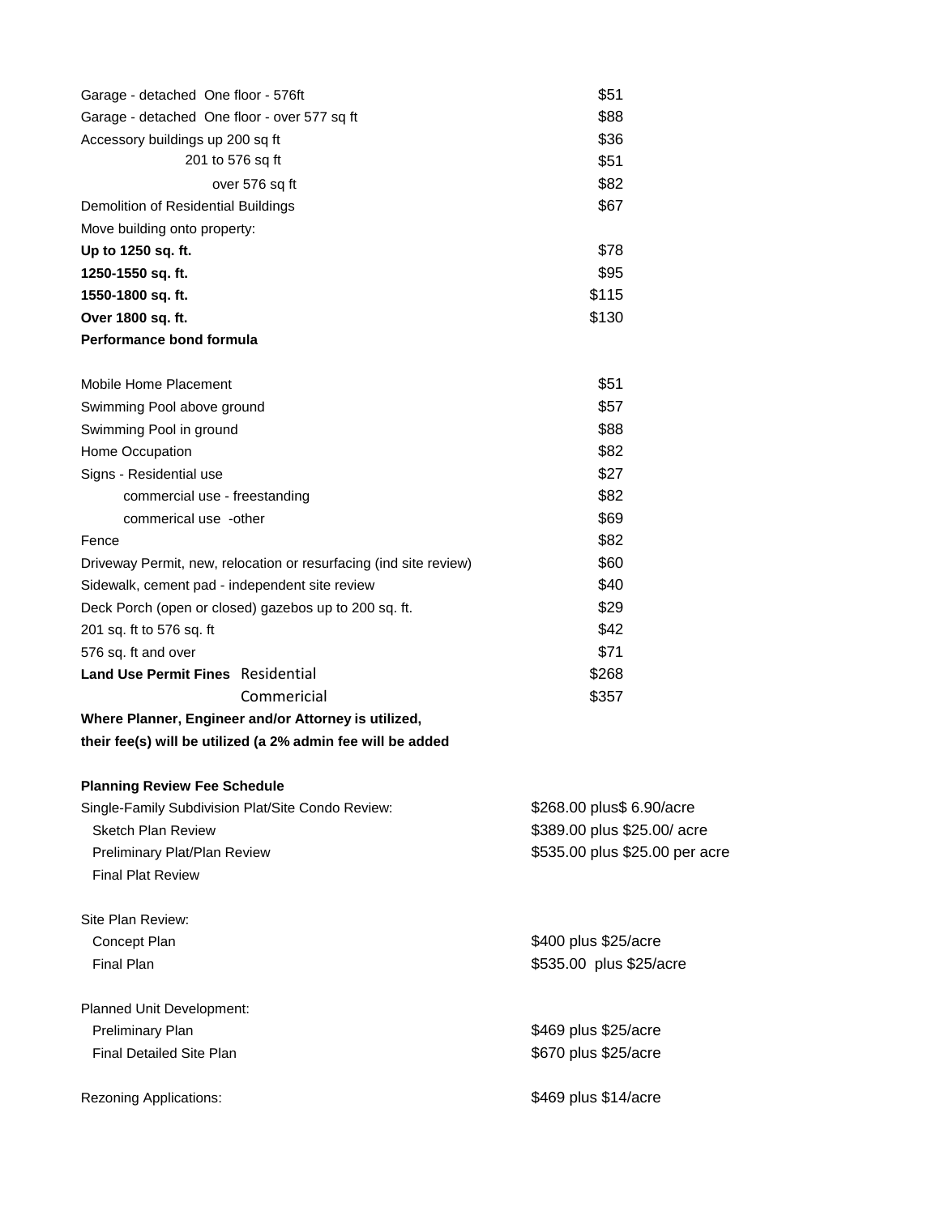| | |
|---|---|
| Garage - detached One floor - 576ft | $51 |
| Garage - detached One floor - over 577 sq ft | $88 |
| Accessory buildings up 200 sq ft | $36 |
| 201 to 576 sq ft | $51 |
| over 576 sq ft | $82 |
| Demolition of Residential Buildings | $67 |
| Move building onto property: | |
| **Up to 1250 sq. ft.** | $78 |
| **1250-1550 sq. ft.** | $95 |
| **1550-1800 sq. ft.** | $115 |
| **Over 1800 sq. ft.** | $130 |
| **Performance bond formula** | |
| | |
| Mobile Home Placement | $51 |
| Swimming Pool above ground | $57 |
| Swimming Pool in ground | $88 |
| Home Occupation | $82 |
| Signs - Residential use | $27 |
| commercial use - freestanding | $82 |
| commerical use -other | $69 |
| Fence | $82 |
| Driveway Permit, new, relocation or resurfacing (ind site review) | $60 |
| Sidewalk, cement pad - independent site review | $40 |
| Deck Porch (open or closed) gazebos up to 200 sq. ft. | $29 |
| 201 sq. ft to 576 sq. ft | $42 |
| 576 sq. ft and over | $71 |
| **Land Use Permit Fines** Residential | $268 |
| Commericial | $357 |

**Where Planner, Engineer and/or Attorney is utilized, their fee(s) will be utilized (a 2% admin fee will be added**

**Planning Review Fee Schedule**

| | |
|---|---|
| Single-Family Subdivision Plat/Site Condo Review: | $268.00 plus$ 6.90/acre |
| Sketch Plan Review | $389.00 plus $25.00/ acre |
| Preliminary Plat/Plan Review | $535.00 plus $25.00 per acre |
| Final Plat Review | |
| | |
| Site Plan Review: | |
| Concept Plan | $400 plus $25/acre |
| Final Plan | $535.00 plus $25/acre |
| | |
| Planned Unit Development: | |
| Preliminary Plan | $469 plus $25/acre |
| Final Detailed Site Plan | $670 plus $25/acre |
| | |
| Rezoning Applications: | $469 plus $14/acre |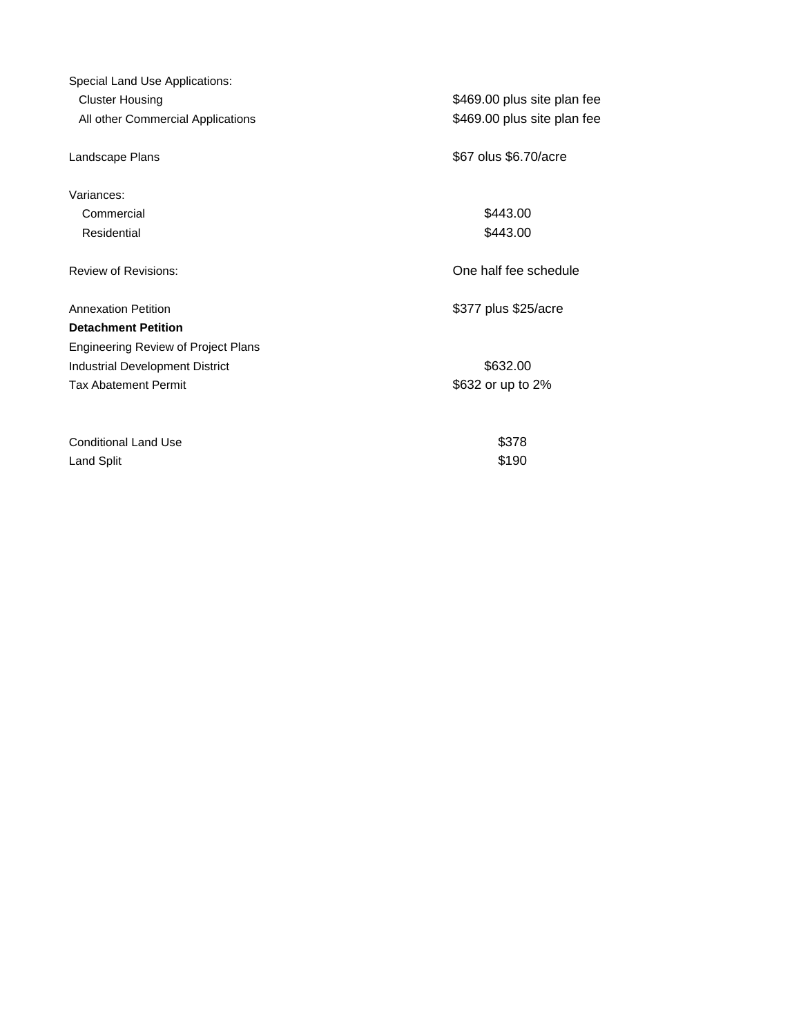| | |
|---|---|
| Special Land Use Applications: | |
| Cluster Housing | $469.00 plus site plan fee |
| All other Commercial Applications | $469.00 plus site plan fee |
| | |
| Landscape Plans | $67 olus $6.70/acre |
| | |
| Variances: | |
| Commercial | $443.00 |
| Residential | $443.00 |
| | |
| Review of Revisions: | One half fee schedule |
| | |
| Annexation Petition | $377 plus $25/acre |
| **Detachment Petition** | |
| Engineering Review of Project Plans | |
| Industrial Development District | $632.00 |
| Tax Abatement Permit | $632 or up to 2% |
| | |
| Conditional Land Use | $378 |
| Land Split | $190 |